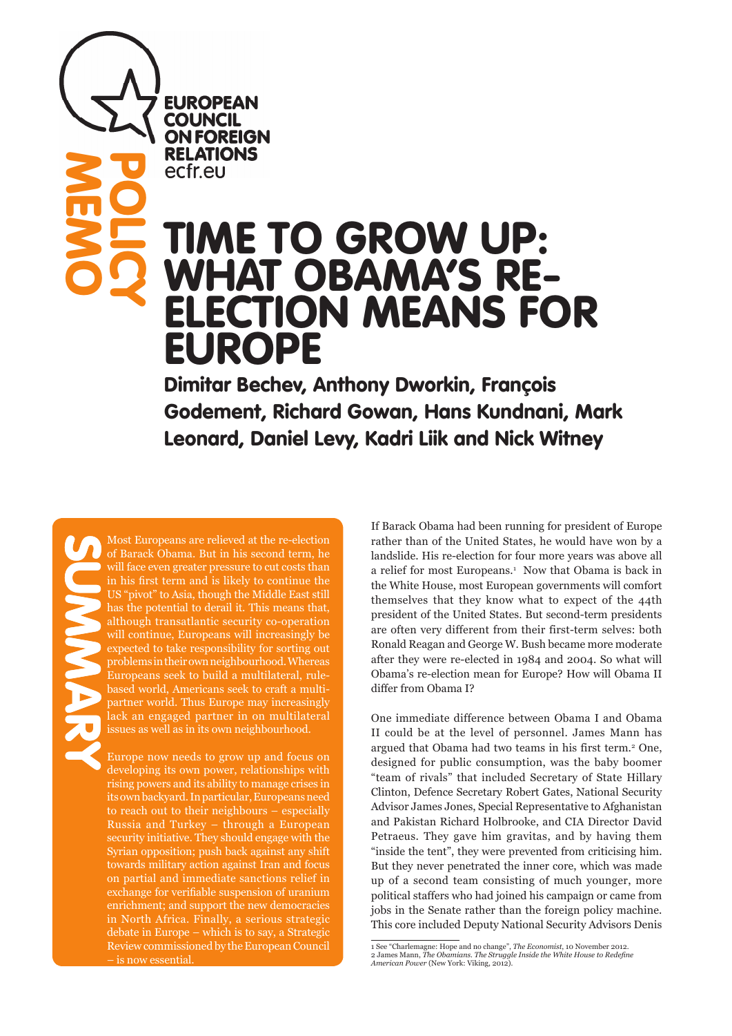EUROPEAN COUNCIL ON FOREIGN RELATIONS
ecfr.eu

POLICY MEMO

# TIME TO GROW UP: WHAT OBAMA'S RE-ELECTION MEANS FOR EUROPE

**Dimitar Bechev, Anthony Dworkin, François Godement, Richard Gowan, Hans Kundnani, Mark Leonard, Daniel Levy, Kadri Liik and Nick Witney**

## SUMMARY

Most Europeans are relieved at the re-election of Barack Obama. But in his second term, he will face even greater pressure to cut costs than in his first term and is likely to continue the US "pivot" to Asia, though the Middle East still has the potential to derail it. This means that, although transatlantic security co-operation will continue, Europeans will increasingly be expected to take responsibility for sorting out problems in their own neighbourhood. Whereas Europeans seek to build a multilateral, rule-based world, Americans seek to craft a multi-partner world. Thus Europe may increasingly lack an engaged partner in on multilateral issues as well as in its own neighbourhood.

Europe now needs to grow up and focus on developing its own power, relationships with rising powers and its ability to manage crises in its own backyard. In particular, Europeans need to reach out to their neighbours – especially Russia and Turkey – through a European security initiative. They should engage with the Syrian opposition; push back against any shift towards military action against Iran and focus on partial and immediate sanctions relief in exchange for verifiable suspension of uranium enrichment; and support the new democracies in North Africa. Finally, a serious strategic debate in Europe – which is to say, a Strategic Review commissioned by the European Council – is now essential.

If Barack Obama had been running for president of Europe rather than of the United States, he would have won by a landslide. His re-election for four more years was above all a relief for most Europeans.[1] Now that Obama is back in the White House, most European governments will comfort themselves that they know what to expect of the 44th president of the United States. But second-term presidents are often very different from their first-term selves: both Ronald Reagan and George W. Bush became more moderate after they were re-elected in 1984 and 2004. So what will Obama's re-election mean for Europe? How will Obama II differ from Obama I?

One immediate difference between Obama I and Obama II could be at the level of personnel. James Mann has argued that Obama had two teams in his first term.[2] One, designed for public consumption, was the baby boomer "team of rivals" that included Secretary of State Hillary Clinton, Defence Secretary Robert Gates, National Security Advisor James Jones, Special Representative to Afghanistan and Pakistan Richard Holbrooke, and CIA Director David Petraeus. They gave him gravitas, and by having them "inside the tent", they were prevented from criticising him. But they never penetrated the inner core, which was made up of a second team consisting of much younger, more political staffers who had joined his campaign or came from jobs in the Senate rather than the foreign policy machine. This core included Deputy National Security Advisors Denis

1 See "Charlemagne: Hope and no change", *The Economist*, 10 November 2012.
2 James Mann, *The Obamians. The Struggle Inside the White House to Redefine American Power* (New York: Viking, 2012).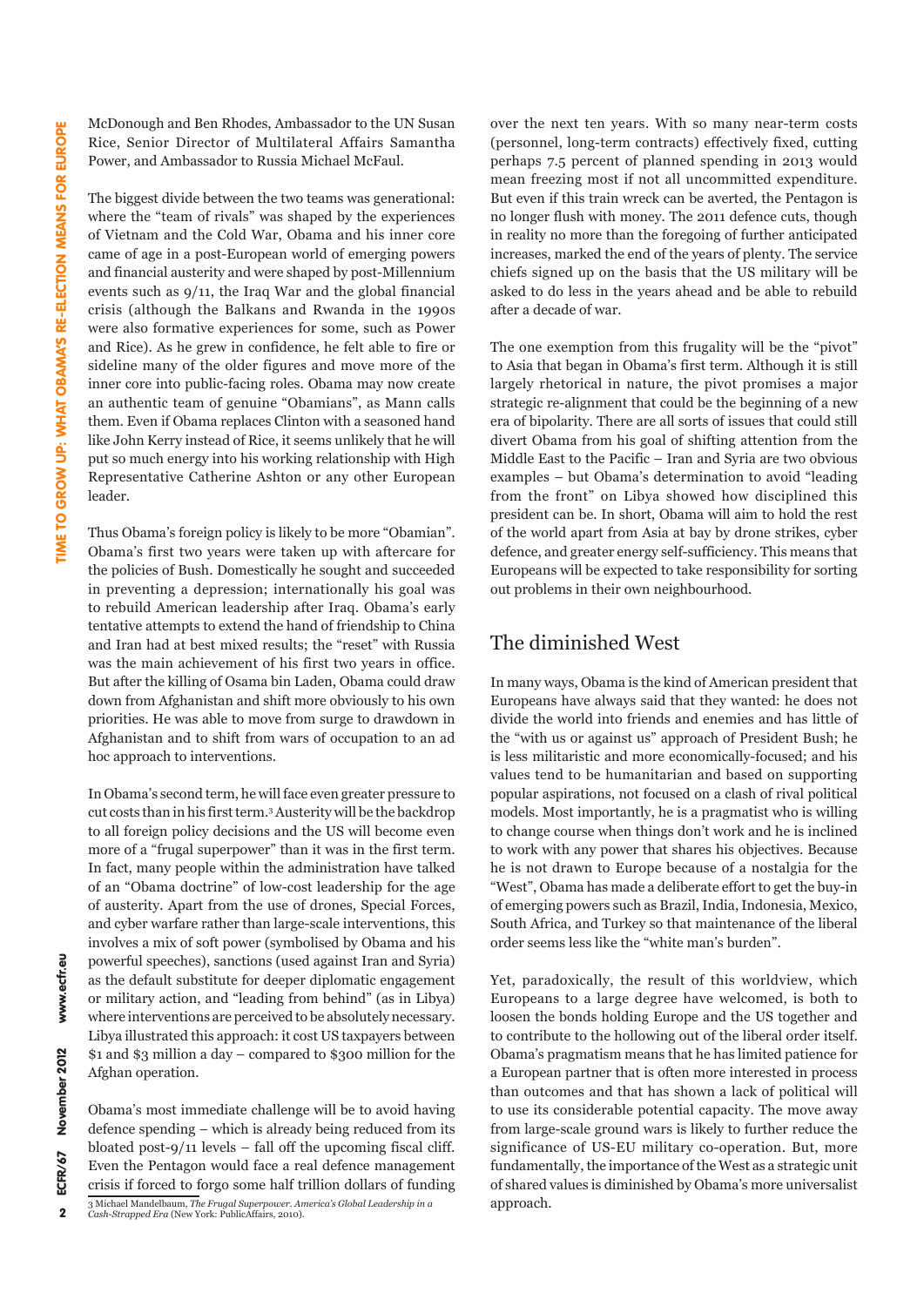McDonough and Ben Rhodes, Ambassador to the UN Susan Rice, Senior Director of Multilateral Affairs Samantha Power, and Ambassador to Russia Michael McFaul.

The biggest divide between the two teams was generational: where the "team of rivals" was shaped by the experiences of Vietnam and the Cold War, Obama and his inner core came of age in a post-European world of emerging powers and financial austerity and were shaped by post-Millennium events such as 9/11, the Iraq War and the global financial crisis (although the Balkans and Rwanda in the 1990s were also formative experiences for some, such as Power and Rice). As he grew in confidence, he felt able to fire or sideline many of the older figures and move more of the inner core into public-facing roles. Obama may now create an authentic team of genuine "Obamians", as Mann calls them. Even if Obama replaces Clinton with a seasoned hand like John Kerry instead of Rice, it seems unlikely that he will put so much energy into his working relationship with High Representative Catherine Ashton or any other European leader.

Thus Obama's foreign policy is likely to be more "Obamian". Obama's first two years were taken up with aftercare for the policies of Bush. Domestically he sought and succeeded in preventing a depression; internationally his goal was to rebuild American leadership after Iraq. Obama's early tentative attempts to extend the hand of friendship to China and Iran had at best mixed results; the "reset" with Russia was the main achievement of his first two years in office. But after the killing of Osama bin Laden, Obama could draw down from Afghanistan and shift more obviously to his own priorities. He was able to move from surge to drawdown in Afghanistan and to shift from wars of occupation to an ad hoc approach to interventions.

In Obama's second term, he will face even greater pressure to cut costs than in his first term.[3] Austerity will be the backdrop to all foreign policy decisions and the US will become even more of a "frugal superpower" than it was in the first term. In fact, many people within the administration have talked of an "Obama doctrine" of low-cost leadership for the age of austerity. Apart from the use of drones, Special Forces, and cyber warfare rather than large-scale interventions, this involves a mix of soft power (symbolised by Obama and his powerful speeches), sanctions (used against Iran and Syria) as the default substitute for deeper diplomatic engagement or military action, and "leading from behind" (as in Libya) where interventions are perceived to be absolutely necessary. Libya illustrated this approach: it cost US taxpayers between $1 and $3 million a day – compared to $300 million for the Afghan operation.

Obama's most immediate challenge will be to avoid having defence spending – which is already being reduced from its bloated post-9/11 levels – fall off the upcoming fiscal cliff. Even the Pentagon would face a real defence management crisis if forced to forgo some half trillion dollars of funding over the next ten years. With so many near-term costs (personnel, long-term contracts) effectively fixed, cutting perhaps 7.5 percent of planned spending in 2013 would mean freezing most if not all uncommitted expenditure. But even if this train wreck can be averted, the Pentagon is no longer flush with money. The 2011 defence cuts, though in reality no more than the foregoing of further anticipated increases, marked the end of the years of plenty. The service chiefs signed up on the basis that the US military will be asked to do less in the years ahead and be able to rebuild after a decade of war.

The one exemption from this frugality will be the "pivot" to Asia that began in Obama's first term. Although it is still largely rhetorical in nature, the pivot promises a major strategic re-alignment that could be the beginning of a new era of bipolarity. There are all sorts of issues that could still divert Obama from his goal of shifting attention from the Middle East to the Pacific – Iran and Syria are two obvious examples – but Obama's determination to avoid "leading from the front" on Libya showed how disciplined this president can be. In short, Obama will aim to hold the rest of the world apart from Asia at bay by drone strikes, cyber defence, and greater energy self-sufficiency. This means that Europeans will be expected to take responsibility for sorting out problems in their own neighbourhood.

## The diminished West

In many ways, Obama is the kind of American president that Europeans have always said that they wanted: he does not divide the world into friends and enemies and has little of the "with us or against us" approach of President Bush; he is less militaristic and more economically-focused; and his values tend to be humanitarian and based on supporting popular aspirations, not focused on a clash of rival political models. Most importantly, he is a pragmatist who is willing to change course when things don't work and he is inclined to work with any power that shares his objectives. Because he is not drawn to Europe because of a nostalgia for the "West", Obama has made a deliberate effort to get the buy-in of emerging powers such as Brazil, India, Indonesia, Mexico, South Africa, and Turkey so that maintenance of the liberal order seems less like the "white man's burden".

Yet, paradoxically, the result of this worldview, which Europeans to a large degree have welcomed, is both to loosen the bonds holding Europe and the US together and to contribute to the hollowing out of the liberal order itself. Obama's pragmatism means that he has limited patience for a European partner that is often more interested in process than outcomes and that has shown a lack of political will to use its considerable potential capacity. The move away from large-scale ground wars is likely to further reduce the significance of US-EU military co-operation. But, more fundamentally, the importance of the West as a strategic unit of shared values is diminished by Obama's more universalist approach.

3 Michael Mandelbaum, *The Frugal Superpower. America's Global Leadership in a Cash-Strapped Era* (New York: PublicAffairs, 2010).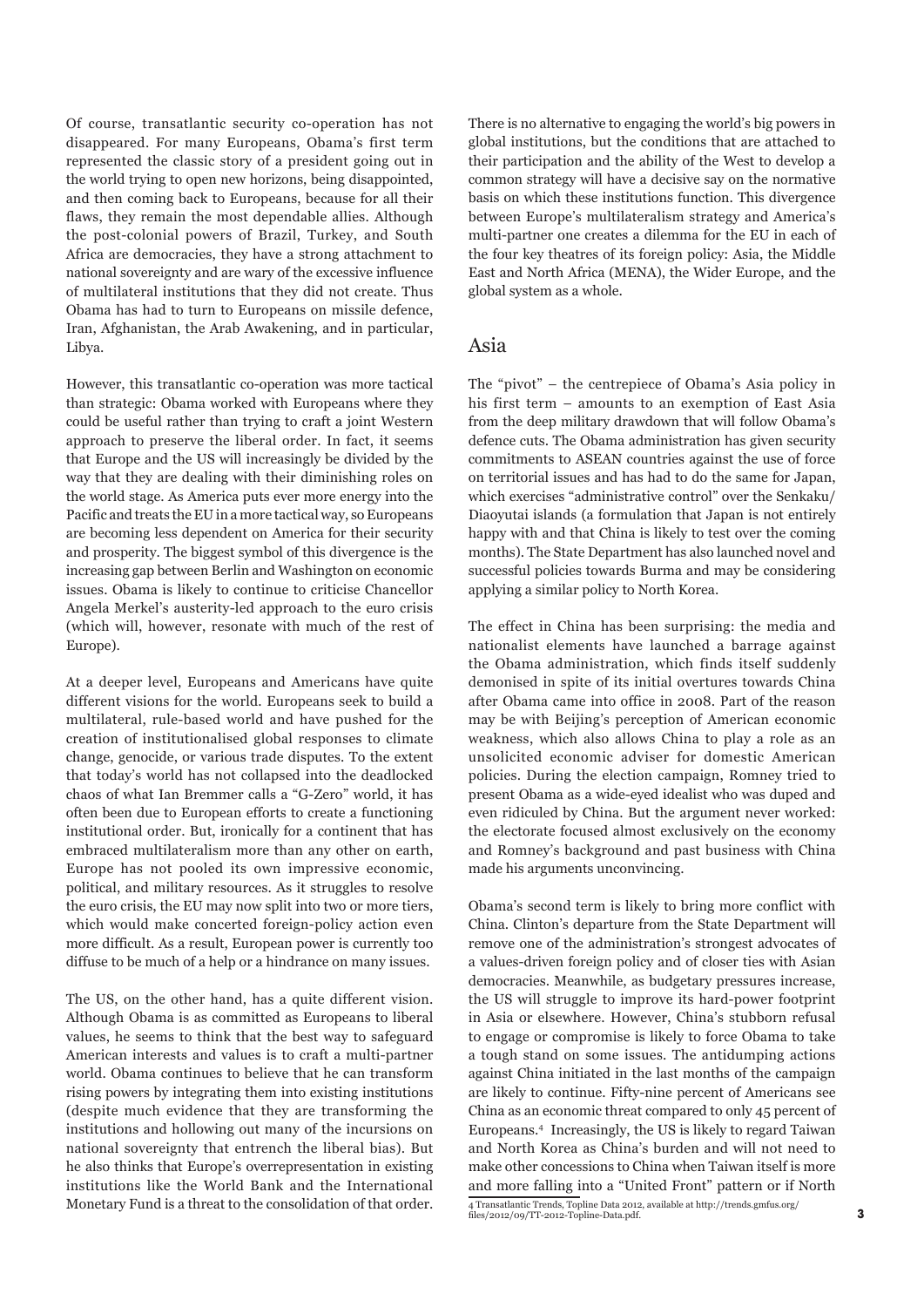Of course, transatlantic security co-operation has not disappeared. For many Europeans, Obama's first term represented the classic story of a president going out in the world trying to open new horizons, being disappointed, and then coming back to Europeans, because for all their flaws, they remain the most dependable allies. Although the post-colonial powers of Brazil, Turkey, and South Africa are democracies, they have a strong attachment to national sovereignty and are wary of the excessive influence of multilateral institutions that they did not create. Thus Obama has had to turn to Europeans on missile defence, Iran, Afghanistan, the Arab Awakening, and in particular, Libya.

However, this transatlantic co-operation was more tactical than strategic: Obama worked with Europeans where they could be useful rather than trying to craft a joint Western approach to preserve the liberal order. In fact, it seems that Europe and the US will increasingly be divided by the way that they are dealing with their diminishing roles on the world stage. As America puts ever more energy into the Pacific and treats the EU in a more tactical way, so Europeans are becoming less dependent on America for their security and prosperity. The biggest symbol of this divergence is the increasing gap between Berlin and Washington on economic issues. Obama is likely to continue to criticise Chancellor Angela Merkel's austerity-led approach to the euro crisis (which will, however, resonate with much of the rest of Europe).

At a deeper level, Europeans and Americans have quite different visions for the world. Europeans seek to build a multilateral, rule-based world and have pushed for the creation of institutionalised global responses to climate change, genocide, or various trade disputes. To the extent that today's world has not collapsed into the deadlocked chaos of what Ian Bremmer calls a "G-Zero" world, it has often been due to European efforts to create a functioning institutional order. But, ironically for a continent that has embraced multilateralism more than any other on earth, Europe has not pooled its own impressive economic, political, and military resources. As it struggles to resolve the euro crisis, the EU may now split into two or more tiers, which would make concerted foreign-policy action even more difficult. As a result, European power is currently too diffuse to be much of a help or a hindrance on many issues.

The US, on the other hand, has a quite different vision. Although Obama is as committed as Europeans to liberal values, he seems to think that the best way to safeguard American interests and values is to craft a multi-partner world. Obama continues to believe that he can transform rising powers by integrating them into existing institutions (despite much evidence that they are transforming the institutions and hollowing out many of the incursions on national sovereignty that entrench the liberal bias). But he also thinks that Europe's overrepresentation in existing institutions like the World Bank and the International Monetary Fund is a threat to the consolidation of that order.

There is no alternative to engaging the world's big powers in global institutions, but the conditions that are attached to their participation and the ability of the West to develop a common strategy will have a decisive say on the normative basis on which these institutions function. This divergence between Europe's multilateralism strategy and America's multi-partner one creates a dilemma for the EU in each of the four key theatres of its foreign policy: Asia, the Middle East and North Africa (MENA), the Wider Europe, and the global system as a whole.

## Asia

The "pivot" – the centrepiece of Obama's Asia policy in his first term – amounts to an exemption of East Asia from the deep military drawdown that will follow Obama's defence cuts. The Obama administration has given security commitments to ASEAN countries against the use of force on territorial issues and has had to do the same for Japan, which exercises "administrative control" over the Senkaku/Diaoyutai islands (a formulation that Japan is not entirely happy with and that China is likely to test over the coming months). The State Department has also launched novel and successful policies towards Burma and may be considering applying a similar policy to North Korea.

The effect in China has been surprising: the media and nationalist elements have launched a barrage against the Obama administration, which finds itself suddenly demonised in spite of its initial overtures towards China after Obama came into office in 2008. Part of the reason may be with Beijing's perception of American economic weakness, which also allows China to play a role as an unsolicited economic adviser for domestic American policies. During the election campaign, Romney tried to present Obama as a wide-eyed idealist who was duped and even ridiculed by China. But the argument never worked: the electorate focused almost exclusively on the economy and Romney's background and past business with China made his arguments unconvincing.

Obama's second term is likely to bring more conflict with China. Clinton's departure from the State Department will remove one of the administration's strongest advocates of a values-driven foreign policy and of closer ties with Asian democracies. Meanwhile, as budgetary pressures increase, the US will struggle to improve its hard-power footprint in Asia or elsewhere. However, China's stubborn refusal to engage or compromise is likely to force Obama to take a tough stand on some issues. The antidumping actions against China initiated in the last months of the campaign are likely to continue. Fifty-nine percent of Americans see China as an economic threat compared to only 45 percent of Europeans.[4] Increasingly, the US is likely to regard Taiwan and North Korea as China's burden and will not need to make other concessions to China when Taiwan itself is more and more falling into a "United Front" pattern or if North

4 Transatlantic Trends, Topline Data 2012, available at http://trends.gmfus.org/files/2012/09/TT-2012-Topline-Data.pdf.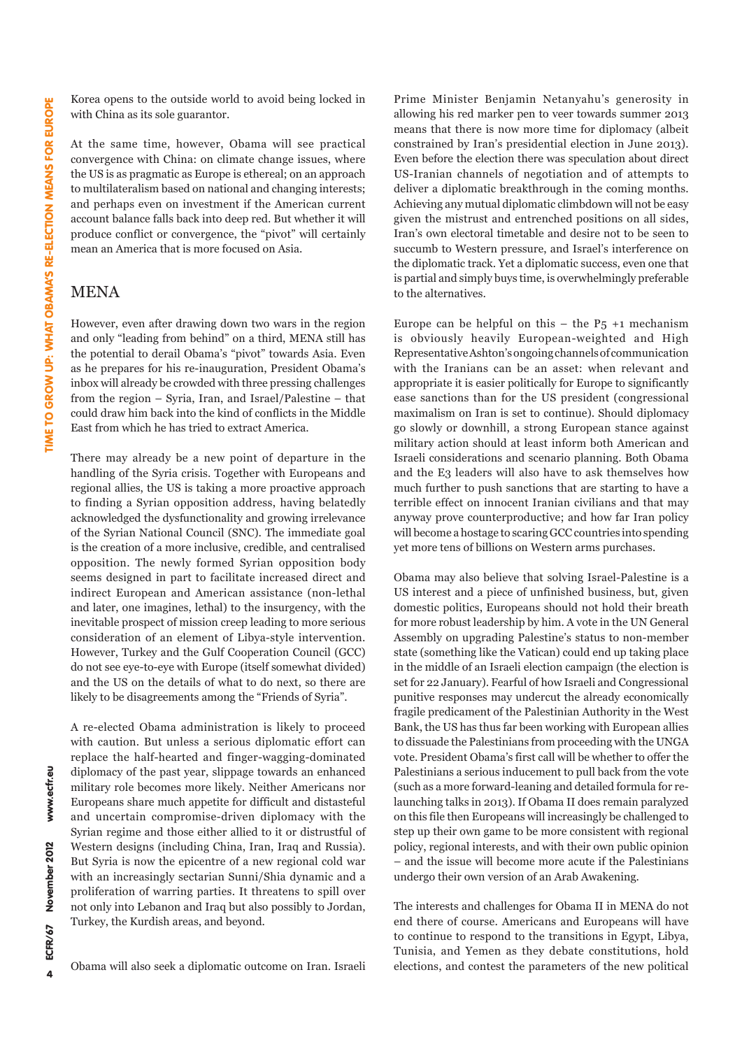Korea opens to the outside world to avoid being locked in with China as its sole guarantor.

At the same time, however, Obama will see practical convergence with China: on climate change issues, where the US is as pragmatic as Europe is ethereal; on an approach to multilateralism based on national and changing interests; and perhaps even on investment if the American current account balance falls back into deep red. But whether it will produce conflict or convergence, the "pivot" will certainly mean an America that is more focused on Asia.

## MENA

However, even after drawing down two wars in the region and only "leading from behind" on a third, MENA still has the potential to derail Obama's "pivot" towards Asia. Even as he prepares for his re-inauguration, President Obama's inbox will already be crowded with three pressing challenges from the region – Syria, Iran, and Israel/Palestine – that could draw him back into the kind of conflicts in the Middle East from which he has tried to extract America.

There may already be a new point of departure in the handling of the Syria crisis. Together with Europeans and regional allies, the US is taking a more proactive approach to finding a Syrian opposition address, having belatedly acknowledged the dysfunctionality and growing irrelevance of the Syrian National Council (SNC). The immediate goal is the creation of a more inclusive, credible, and centralised opposition. The newly formed Syrian opposition body seems designed in part to facilitate increased direct and indirect European and American assistance (non-lethal and later, one imagines, lethal) to the insurgency, with the inevitable prospect of mission creep leading to more serious consideration of an element of Libya-style intervention. However, Turkey and the Gulf Cooperation Council (GCC) do not see eye-to-eye with Europe (itself somewhat divided) and the US on the details of what to do next, so there are likely to be disagreements among the "Friends of Syria".

A re-elected Obama administration is likely to proceed with caution. But unless a serious diplomatic effort can replace the half-hearted and finger-wagging-dominated diplomacy of the past year, slippage towards an enhanced military role becomes more likely. Neither Americans nor Europeans share much appetite for difficult and distasteful and uncertain compromise-driven diplomacy with the Syrian regime and those either allied to it or distrustful of Western designs (including China, Iran, Iraq and Russia). But Syria is now the epicentre of a new regional cold war with an increasingly sectarian Sunni/Shia dynamic and a proliferation of warring parties. It threatens to spill over not only into Lebanon and Iraq but also possibly to Jordan, Turkey, the Kurdish areas, and beyond.

Obama will also seek a diplomatic outcome on Iran. Israeli Prime Minister Benjamin Netanyahu's generosity in allowing his red marker pen to veer towards summer 2013 means that there is now more time for diplomacy (albeit constrained by Iran's presidential election in June 2013). Even before the election there was speculation about direct US-Iranian channels of negotiation and of attempts to deliver a diplomatic breakthrough in the coming months. Achieving any mutual diplomatic climbdown will not be easy given the mistrust and entrenched positions on all sides, Iran's own electoral timetable and desire not to be seen to succumb to Western pressure, and Israel's interference on the diplomatic track. Yet a diplomatic success, even one that is partial and simply buys time, is overwhelmingly preferable to the alternatives.

Europe can be helpful on this – the P5 +1 mechanism is obviously heavily European-weighted and High Representative Ashton's ongoing channels of communication with the Iranians can be an asset: when relevant and appropriate it is easier politically for Europe to significantly ease sanctions than for the US president (congressional maximalism on Iran is set to continue). Should diplomacy go slowly or downhill, a strong European stance against military action should at least inform both American and Israeli considerations and scenario planning. Both Obama and the E3 leaders will also have to ask themselves how much further to push sanctions that are starting to have a terrible effect on innocent Iranian civilians and that may anyway prove counterproductive; and how far Iran policy will become a hostage to scaring GCC countries into spending yet more tens of billions on Western arms purchases.

Obama may also believe that solving Israel-Palestine is a US interest and a piece of unfinished business, but, given domestic politics, Europeans should not hold their breath for more robust leadership by him. A vote in the UN General Assembly on upgrading Palestine's status to non-member state (something like the Vatican) could end up taking place in the middle of an Israeli election campaign (the election is set for 22 January). Fearful of how Israeli and Congressional punitive responses may undercut the already economically fragile predicament of the Palestinian Authority in the West Bank, the US has thus far been working with European allies to dissuade the Palestinians from proceeding with the UNGA vote. President Obama's first call will be whether to offer the Palestinians a serious inducement to pull back from the vote (such as a more forward-leaning and detailed formula for re-launching talks in 2013). If Obama II does remain paralyzed on this file then Europeans will increasingly be challenged to step up their own game to be more consistent with regional policy, regional interests, and with their own public opinion – and the issue will become more acute if the Palestinians undergo their own version of an Arab Awakening.

The interests and challenges for Obama II in MENA do not end there of course. Americans and Europeans will have to continue to respond to the transitions in Egypt, Libya, Tunisia, and Yemen as they debate constitutions, hold elections, and contest the parameters of the new political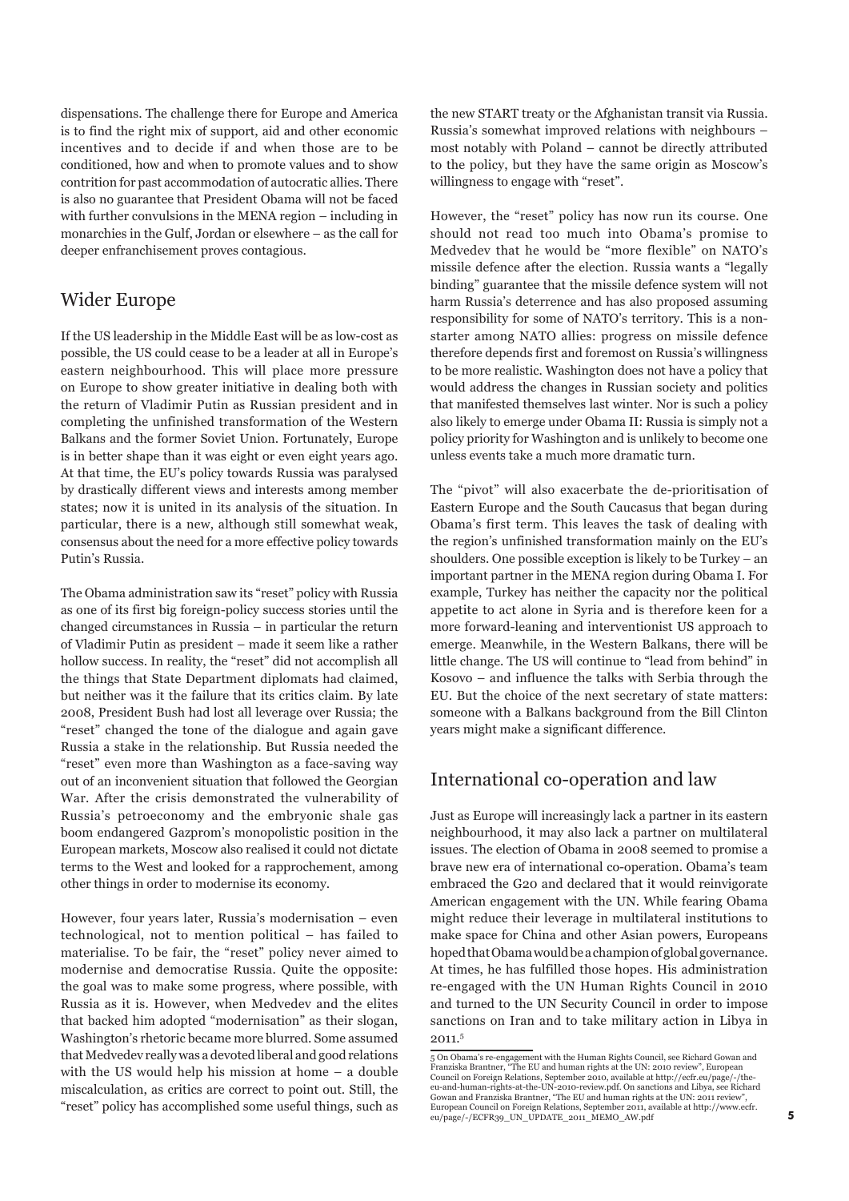dispensations. The challenge there for Europe and America is to find the right mix of support, aid and other economic incentives and to decide if and when those are to be conditioned, how and when to promote values and to show contrition for past accommodation of autocratic allies. There is also no guarantee that President Obama will not be faced with further convulsions in the MENA region – including in monarchies in the Gulf, Jordan or elsewhere – as the call for deeper enfranchisement proves contagious.

## Wider Europe

If the US leadership in the Middle East will be as low-cost as possible, the US could cease to be a leader at all in Europe's eastern neighbourhood. This will place more pressure on Europe to show greater initiative in dealing both with the return of Vladimir Putin as Russian president and in completing the unfinished transformation of the Western Balkans and the former Soviet Union. Fortunately, Europe is in better shape than it was eight or even eight years ago. At that time, the EU's policy towards Russia was paralysed by drastically different views and interests among member states; now it is united in its analysis of the situation. In particular, there is a new, although still somewhat weak, consensus about the need for a more effective policy towards Putin's Russia.

The Obama administration saw its "reset" policy with Russia as one of its first big foreign-policy success stories until the changed circumstances in Russia – in particular the return of Vladimir Putin as president – made it seem like a rather hollow success. In reality, the "reset" did not accomplish all the things that State Department diplomats had claimed, but neither was it the failure that its critics claim. By late 2008, President Bush had lost all leverage over Russia; the "reset" changed the tone of the dialogue and again gave Russia a stake in the relationship. But Russia needed the "reset" even more than Washington as a face-saving way out of an inconvenient situation that followed the Georgian War. After the crisis demonstrated the vulnerability of Russia's petroeconomy and the embryonic shale gas boom endangered Gazprom's monopolistic position in the European markets, Moscow also realised it could not dictate terms to the West and looked for a rapprochement, among other things in order to modernise its economy.

However, four years later, Russia's modernisation – even technological, not to mention political – has failed to materialise. To be fair, the "reset" policy never aimed to modernise and democratise Russia. Quite the opposite: the goal was to make some progress, where possible, with Russia as it is. However, when Medvedev and the elites that backed him adopted "modernisation" as their slogan, Washington's rhetoric became more blurred. Some assumed that Medvedev really was a devoted liberal and good relations with the US would help his mission at home – a double miscalculation, as critics are correct to point out. Still, the "reset" policy has accomplished some useful things, such as the new START treaty or the Afghanistan transit via Russia. Russia's somewhat improved relations with neighbours – most notably with Poland – cannot be directly attributed to the policy, but they have the same origin as Moscow's willingness to engage with "reset".

However, the "reset" policy has now run its course. One should not read too much into Obama's promise to Medvedev that he would be "more flexible" on NATO's missile defence after the election. Russia wants a "legally binding" guarantee that the missile defence system will not harm Russia's deterrence and has also proposed assuming responsibility for some of NATO's territory. This is a non-starter among NATO allies: progress on missile defence therefore depends first and foremost on Russia's willingness to be more realistic. Washington does not have a policy that would address the changes in Russian society and politics that manifested themselves last winter. Nor is such a policy also likely to emerge under Obama II: Russia is simply not a policy priority for Washington and is unlikely to become one unless events take a much more dramatic turn.

The "pivot" will also exacerbate the de-prioritisation of Eastern Europe and the South Caucasus that began during Obama's first term. This leaves the task of dealing with the region's unfinished transformation mainly on the EU's shoulders. One possible exception is likely to be Turkey – an important partner in the MENA region during Obama I. For example, Turkey has neither the capacity nor the political appetite to act alone in Syria and is therefore keen for a more forward-leaning and interventionist US approach to emerge. Meanwhile, in the Western Balkans, there will be little change. The US will continue to "lead from behind" in Kosovo – and influence the talks with Serbia through the EU. But the choice of the next secretary of state matters: someone with a Balkans background from the Bill Clinton years might make a significant difference.

## International co-operation and law

Just as Europe will increasingly lack a partner in its eastern neighbourhood, it may also lack a partner on multilateral issues. The election of Obama in 2008 seemed to promise a brave new era of international co-operation. Obama's team embraced the G20 and declared that it would reinvigorate American engagement with the UN. While fearing Obama might reduce their leverage in multilateral institutions to make space for China and other Asian powers, Europeans hoped that Obama would be a champion of global governance. At times, he has fulfilled those hopes. His administration re-engaged with the UN Human Rights Council in 2010 and turned to the UN Security Council in order to impose sanctions on Iran and to take military action in Libya in 2011.[5]

[5] On Obama's re-engagement with the Human Rights Council, see Richard Gowan and Franziska Brantner, "The EU and human rights at the UN: 2010 review", European Council on Foreign Relations, September 2010, available at http://ecfr.eu/page/-/the-eu-and-human-rights-at-the-UN-2010-review.pdf. On sanctions and Libya, see Richard Gowan and Franziska Brantner, "The EU and human rights at the UN: 2011 review", European Council on Foreign Relations, September 2011, available at http://www.ecfr.eu/page/-/ECFR39_UN_UPDATE_2011_MEMO_AW.pdf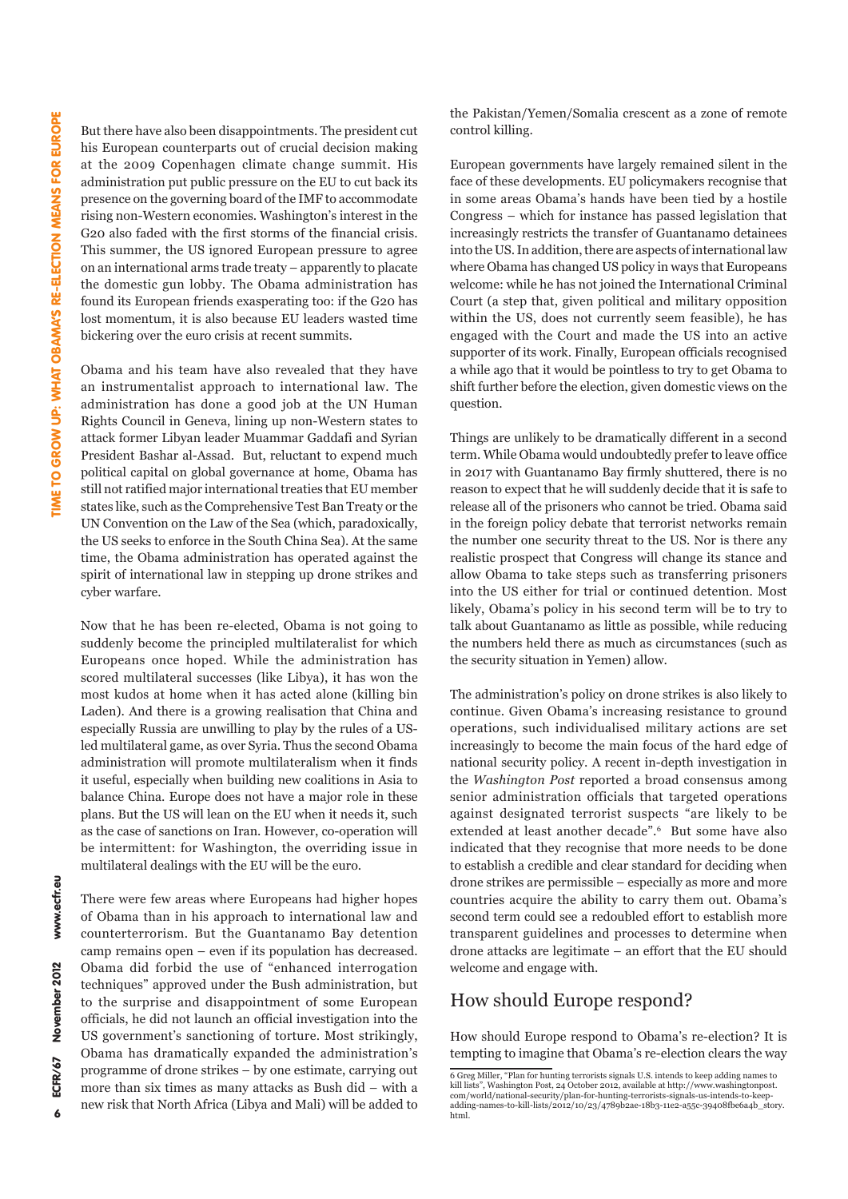But there have also been disappointments. The president cut his European counterparts out of crucial decision making at the 2009 Copenhagen climate change summit. His administration put public pressure on the EU to cut back its presence on the governing board of the IMF to accommodate rising non-Western economies. Washington's interest in the G20 also faded with the first storms of the financial crisis. This summer, the US ignored European pressure to agree on an international arms trade treaty – apparently to placate the domestic gun lobby. The Obama administration has found its European friends exasperating too: if the G20 has lost momentum, it is also because EU leaders wasted time bickering over the euro crisis at recent summits.

Obama and his team have also revealed that they have an instrumentalist approach to international law. The administration has done a good job at the UN Human Rights Council in Geneva, lining up non-Western states to attack former Libyan leader Muammar Gaddafi and Syrian President Bashar al-Assad. But, reluctant to expend much political capital on global governance at home, Obama has still not ratified major international treaties that EU member states like, such as the Comprehensive Test Ban Treaty or the UN Convention on the Law of the Sea (which, paradoxically, the US seeks to enforce in the South China Sea). At the same time, the Obama administration has operated against the spirit of international law in stepping up drone strikes and cyber warfare.

Now that he has been re-elected, Obama is not going to suddenly become the principled multilateralist for which Europeans once hoped. While the administration has scored multilateral successes (like Libya), it has won the most kudos at home when it has acted alone (killing bin Laden). And there is a growing realisation that China and especially Russia are unwilling to play by the rules of a US-led multilateral game, as over Syria. Thus the second Obama administration will promote multilateralism when it finds it useful, especially when building new coalitions in Asia to balance China. Europe does not have a major role in these plans. But the US will lean on the EU when it needs it, such as the case of sanctions on Iran. However, co-operation will be intermittent: for Washington, the overriding issue in multilateral dealings with the EU will be the euro.

There were few areas where Europeans had higher hopes of Obama than in his approach to international law and counterterrorism. But the Guantanamo Bay detention camp remains open – even if its population has decreased. Obama did forbid the use of "enhanced interrogation techniques" approved under the Bush administration, but to the surprise and disappointment of some European officials, he did not launch an official investigation into the US government's sanctioning of torture. Most strikingly, Obama has dramatically expanded the administration's programme of drone strikes – by one estimate, carrying out more than six times as many attacks as Bush did – with a new risk that North Africa (Libya and Mali) will be added to the Pakistan/Yemen/Somalia crescent as a zone of remote control killing.

European governments have largely remained silent in the face of these developments. EU policymakers recognise that in some areas Obama's hands have been tied by a hostile Congress – which for instance has passed legislation that increasingly restricts the transfer of Guantanamo detainees into the US. In addition, there are aspects of international law where Obama has changed US policy in ways that Europeans welcome: while he has not joined the International Criminal Court (a step that, given political and military opposition within the US, does not currently seem feasible), he has engaged with the Court and made the US into an active supporter of its work. Finally, European officials recognised a while ago that it would be pointless to try to get Obama to shift further before the election, given domestic views on the question.

Things are unlikely to be dramatically different in a second term. While Obama would undoubtedly prefer to leave office in 2017 with Guantanamo Bay firmly shuttered, there is no reason to expect that he will suddenly decide that it is safe to release all of the prisoners who cannot be tried. Obama said in the foreign policy debate that terrorist networks remain the number one security threat to the US. Nor is there any realistic prospect that Congress will change its stance and allow Obama to take steps such as transferring prisoners into the US either for trial or continued detention. Most likely, Obama's policy in his second term will be to try to talk about Guantanamo as little as possible, while reducing the numbers held there as much as circumstances (such as the security situation in Yemen) allow.

The administration's policy on drone strikes is also likely to continue. Given Obama's increasing resistance to ground operations, such individualised military actions are set increasingly to become the main focus of the hard edge of national security policy. A recent in-depth investigation in the *Washington Post* reported a broad consensus among senior administration officials that targeted operations against designated terrorist suspects "are likely to be extended at least another decade".[6] But some have also indicated that they recognise that more needs to be done to establish a credible and clear standard for deciding when drone strikes are permissible – especially as more and more countries acquire the ability to carry them out. Obama's second term could see a redoubled effort to establish more transparent guidelines and processes to determine when drone attacks are legitimate – an effort that the EU should welcome and engage with.

## How should Europe respond?

How should Europe respond to Obama's re-election? It is tempting to imagine that Obama's re-election clears the way

6 Greg Miller, "Plan for hunting terrorists signals U.S. intends to keep adding names to kill lists", Washington Post, 24 October 2012, available at http://www.washingtonpost.com/world/national-security/plan-for-hunting-terrorists-signals-us-intends-to-keep-adding-names-to-kill-lists/2012/10/23/4789b2ae-18b3-11e2-a55c-39408fbe6a4b_story.html.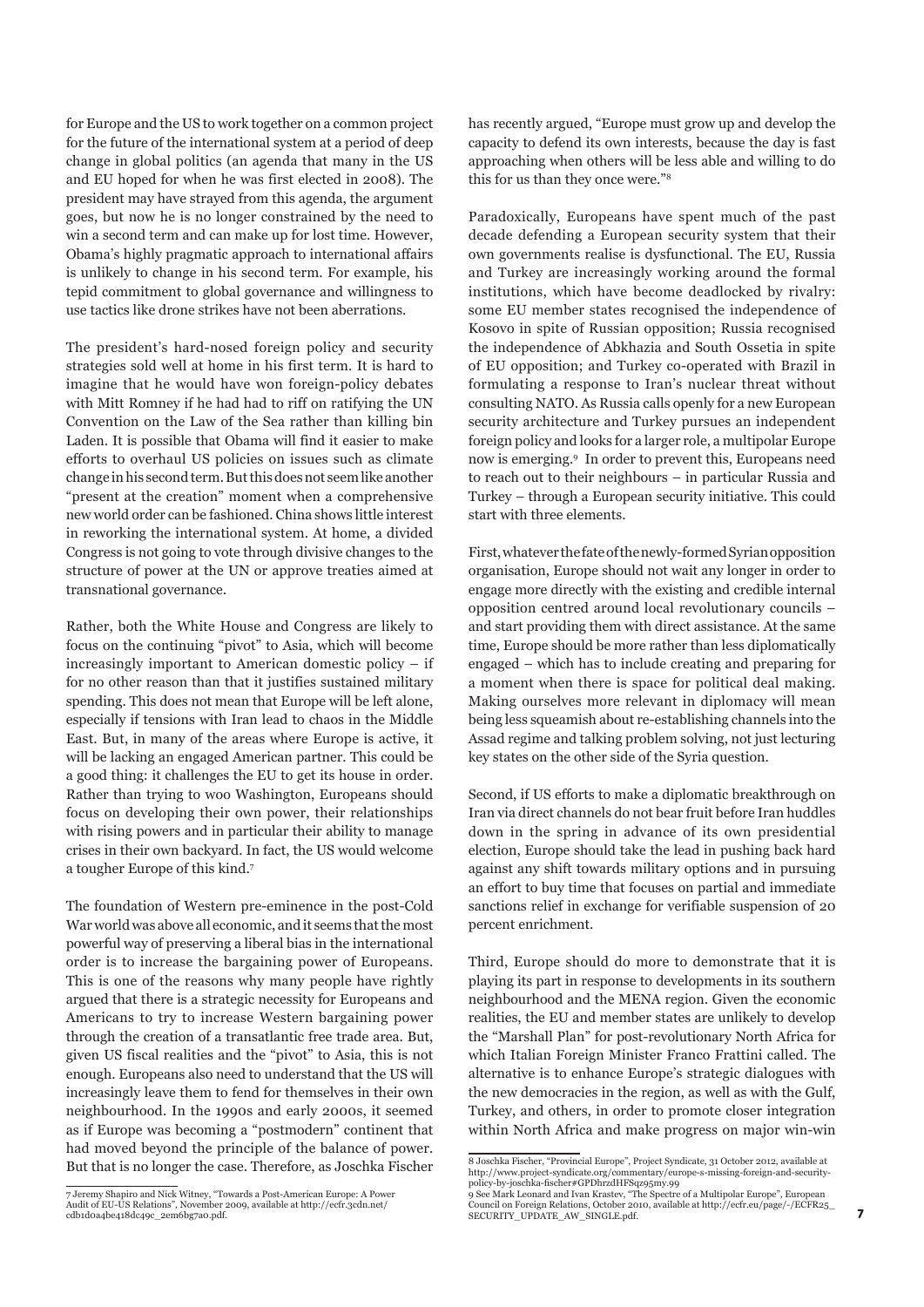for Europe and the US to work together on a common project for the future of the international system at a period of deep change in global politics (an agenda that many in the US and EU hoped for when he was first elected in 2008). The president may have strayed from this agenda, the argument goes, but now he is no longer constrained by the need to win a second term and can make up for lost time. However, Obama's highly pragmatic approach to international affairs is unlikely to change in his second term. For example, his tepid commitment to global governance and willingness to use tactics like drone strikes have not been aberrations.

The president's hard-nosed foreign policy and security strategies sold well at home in his first term. It is hard to imagine that he would have won foreign-policy debates with Mitt Romney if he had had to riff on ratifying the UN Convention on the Law of the Sea rather than killing bin Laden. It is possible that Obama will find it easier to make efforts to overhaul US policies on issues such as climate change in his second term. But this does not seem like another "present at the creation" moment when a comprehensive new world order can be fashioned. China shows little interest in reworking the international system. At home, a divided Congress is not going to vote through divisive changes to the structure of power at the UN or approve treaties aimed at transnational governance.

Rather, both the White House and Congress are likely to focus on the continuing "pivot" to Asia, which will become increasingly important to American domestic policy – if for no other reason than that it justifies sustained military spending. This does not mean that Europe will be left alone, especially if tensions with Iran lead to chaos in the Middle East. But, in many of the areas where Europe is active, it will be lacking an engaged American partner. This could be a good thing: it challenges the EU to get its house in order. Rather than trying to woo Washington, Europeans should focus on developing their own power, their relationships with rising powers and in particular their ability to manage crises in their own backyard. In fact, the US would welcome a tougher Europe of this kind.[7]

The foundation of Western pre-eminence in the post-Cold War world was above all economic, and it seems that the most powerful way of preserving a liberal bias in the international order is to increase the bargaining power of Europeans. This is one of the reasons why many people have rightly argued that there is a strategic necessity for Europeans and Americans to try to increase Western bargaining power through the creation of a transatlantic free trade area. But, given US fiscal realities and the "pivot" to Asia, this is not enough. Europeans also need to understand that the US will increasingly leave them to fend for themselves in their own neighbourhood. In the 1990s and early 2000s, it seemed as if Europe was becoming a "postmodern" continent that had moved beyond the principle of the balance of power. But that is no longer the case. Therefore, as Joschka Fischer has recently argued, "Europe must grow up and develop the capacity to defend its own interests, because the day is fast approaching when others will be less able and willing to do this for us than they once were."[8]

Paradoxically, Europeans have spent much of the past decade defending a European security system that their own governments realise is dysfunctional. The EU, Russia and Turkey are increasingly working around the formal institutions, which have become deadlocked by rivalry: some EU member states recognised the independence of Kosovo in spite of Russian opposition; Russia recognised the independence of Abkhazia and South Ossetia in spite of EU opposition; and Turkey co-operated with Brazil in formulating a response to Iran's nuclear threat without consulting NATO. As Russia calls openly for a new European security architecture and Turkey pursues an independent foreign policy and looks for a larger role, a multipolar Europe now is emerging.[9] In order to prevent this, Europeans need to reach out to their neighbours – in particular Russia and Turkey – through a European security initiative. This could start with three elements.

First, whatever the fate of the newly-formed Syrian opposition organisation, Europe should not wait any longer in order to engage more directly with the existing and credible internal opposition centred around local revolutionary councils – and start providing them with direct assistance. At the same time, Europe should be more rather than less diplomatically engaged – which has to include creating and preparing for a moment when there is space for political deal making. Making ourselves more relevant in diplomacy will mean being less squeamish about re-establishing channels into the Assad regime and talking problem solving, not just lecturing key states on the other side of the Syria question.

Second, if US efforts to make a diplomatic breakthrough on Iran via direct channels do not bear fruit before Iran huddles down in the spring in advance of its own presidential election, Europe should take the lead in pushing back hard against any shift towards military options and in pursuing an effort to buy time that focuses on partial and immediate sanctions relief in exchange for verifiable suspension of 20 percent enrichment.

Third, Europe should do more to demonstrate that it is playing its part in response to developments in its southern neighbourhood and the MENA region. Given the economic realities, the EU and member states are unlikely to develop the "Marshall Plan" for post-revolutionary North Africa for which Italian Foreign Minister Franco Frattini called. The alternative is to enhance Europe's strategic dialogues with the new democracies in the region, as well as with the Gulf, Turkey, and others, in order to promote closer integration within North Africa and make progress on major win-win

---

7 Jeremy Shapiro and Nick Witney, "Towards a Post-American Europe: A Power Audit of EU-US Relations", November 2009, available at http://ecfr.3cdn.net/cdb1d0a4be418dc49c_2em6bg7a0.pdf.

8 Joschka Fischer, "Provincial Europe", Project Syndicate, 31 October 2012, available at http://www.project-syndicate.org/commentary/europe-s-missing-foreign-and-security-policy-by-joschka-fischer#GPDhrzdHFSqz95my.99

9 See Mark Leonard and Ivan Krastev, "The Spectre of a Multipolar Europe", European Council on Foreign Relations, October 2010, available at http://ecfr.eu/page/-/ECFR25_SECURITY_UPDATE_AW_SINGLE.pdf.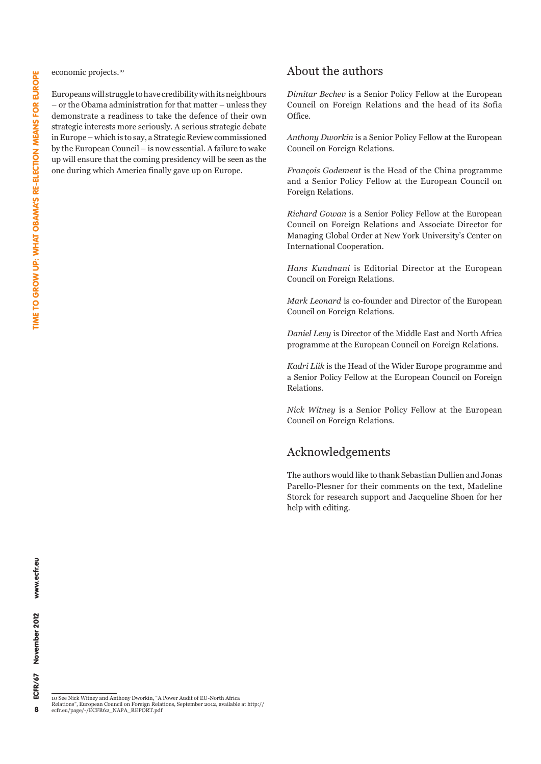economic projects.[10]

Europeans will struggle to have credibility with its neighbours – or the Obama administration for that matter – unless they demonstrate a readiness to take the defence of their own strategic interests more seriously. A serious strategic debate in Europe – which is to say, a Strategic Review commissioned by the European Council – is now essential. A failure to wake up will ensure that the coming presidency will be seen as the one during which America finally gave up on Europe.

## About the authors

*Dimitar Bechev* is a Senior Policy Fellow at the European Council on Foreign Relations and the head of its Sofia Office.

*Anthony Dworkin* is a Senior Policy Fellow at the European Council on Foreign Relations.

*François Godement* is the Head of the China programme and a Senior Policy Fellow at the European Council on Foreign Relations.

*Richard Gowan* is a Senior Policy Fellow at the European Council on Foreign Relations and Associate Director for Managing Global Order at New York University's Center on International Cooperation.

*Hans Kundnani* is Editorial Director at the European Council on Foreign Relations.

*Mark Leonard* is co-founder and Director of the European Council on Foreign Relations.

*Daniel Levy* is Director of the Middle East and North Africa programme at the European Council on Foreign Relations.

*Kadri Liik* is the Head of the Wider Europe programme and a Senior Policy Fellow at the European Council on Foreign Relations.

*Nick Witney* is a Senior Policy Fellow at the European Council on Foreign Relations.

## Acknowledgements

The authors would like to thank Sebastian Dullien and Jonas Parello-Plesner for their comments on the text, Madeline Storck for research support and Jacqueline Shoen for her help with editing.

---

10 See Nick Witney and Anthony Dworkin, "A Power Audit of EU-North Africa Relations", European Council on Foreign Relations, September 2012, available at http://ecfr.eu/page/-/ECFR62_NAPA_REPORT.pdf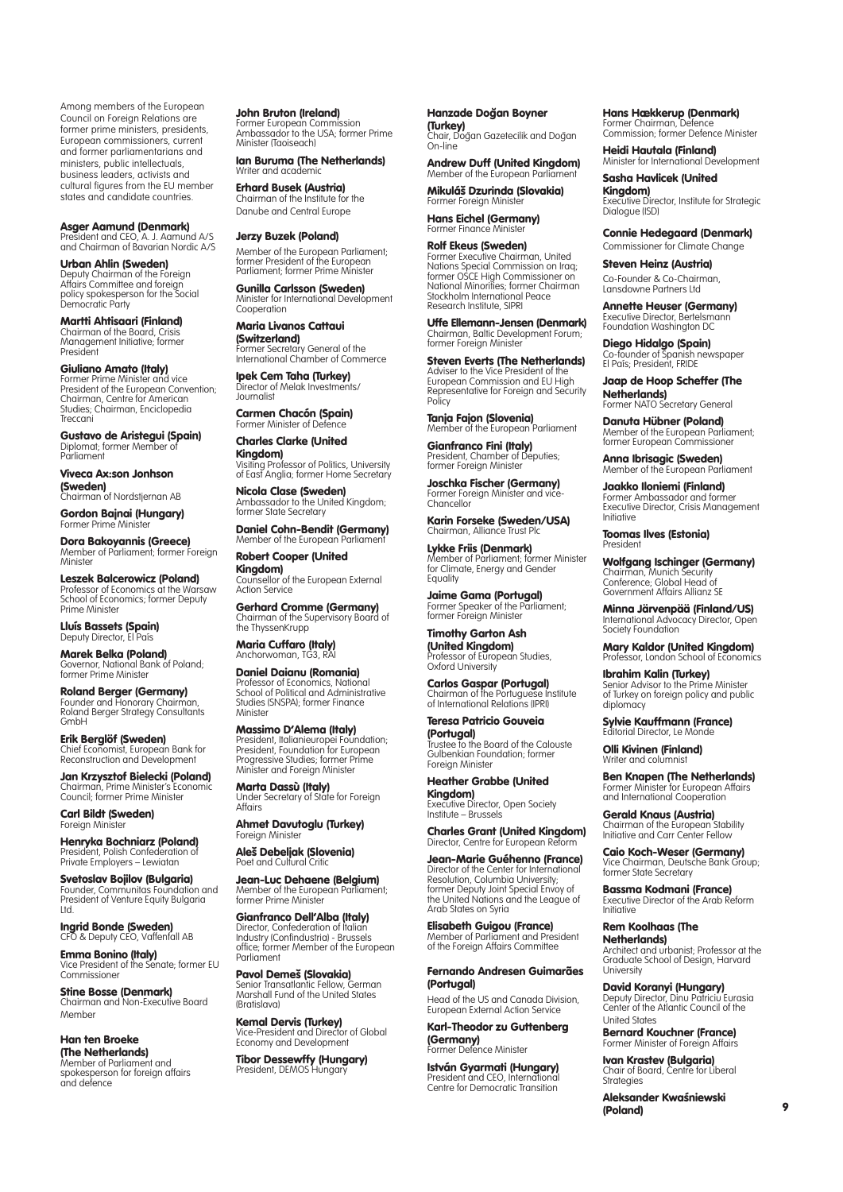Among members of the European Council on Foreign Relations are former prime ministers, presidents, European commissioners, current and former parliamentarians and ministers, public intellectuals, business leaders, activists and cultural figures from the EU member states and candidate countries.

**Asger Aamund (Denmark)**
President and CEO, A. J. Aamund A/S and Chairman of Bavarian Nordic A/S

**Urban Ahlin (Sweden)**
Deputy Chairman of the Foreign Affairs Committee and foreign policy spokesperson for the Social Democratic Party

**Martti Ahtisaari (Finland)**
Chairman of the Board, Crisis Management Initiative; former President

**Giuliano Amato (Italy)**
Former Prime Minister and vice President of the European Convention; Chairman, Centre for American Studies; Chairman, Enciclopedia Treccani

**Gustavo de Aristegui (Spain)**
Diplomat; former Member of Parliament

**Viveca Ax:son Johnson (Sweden)**
Chairman of Nordstjernan AB

**Gordon Bajnai (Hungary)**
Former Prime Minister

**Dora Bakoyannis (Greece)**
Member of Parliament; former Foreign Minister

**Leszek Balcerowicz (Poland)**
Professor of Economics at the Warsaw School of Economics; former Deputy Prime Minister

**Lluís Bassets (Spain)**
Deputy Director, El País

**Marek Belka (Poland)**
Governor, National Bank of Poland; former Prime Minister

**Roland Berger (Germany)**
Founder and Honorary Chairman, Roland Berger Strategy Consultants GmbH

**Erik Berglöf (Sweden)**
Chief Economist, European Bank for Reconstruction and Development

**Jan Krzysztof Bielecki (Poland)**
Chairman, Prime Minister's Economic Council; former Prime Minister

**Carl Bildt (Sweden)**
Foreign Minister

**Henryka Bochniarz (Poland)**
President, Polish Confederation of Private Employers – Lewiatan

**Svetoslav Bojilov (Bulgaria)**
Founder, Communitas Foundation and President of Venture Equity Bulgaria Ltd.

**Ingrid Bonde (Sweden)**
CFO & Deputy CEO, Vattenfall AB

**Emma Bonino (Italy)**
Vice President of the Senate; former EU Commissioner

**Stine Bosse (Denmark)**
Chairman and Non-Executive Board Member

**Han ten Broeke (The Netherlands)**
Member of Parliament and spokesperson for foreign affairs and defence

**John Bruton (Ireland)**
Former European Commission Ambassador to the USA; former Prime Minister (Taoiseach)

**Ian Buruma (The Netherlands)**
Writer and academic

**Erhard Busek (Austria)**
Chairman of the Institute for the Danube and Central Europe

**Jerzy Buzek (Poland)**
Member of the European Parliament; former President of the European Parliament; former Prime Minister

**Gunilla Carlsson (Sweden)**
Minister for International Development Cooperation

**Maria Livanos Cattaui (Switzerland)**
Former Secretary General of the International Chamber of Commerce

**Ipek Cem Taha (Turkey)**
Director of Melak Investments/ Journalist

**Carmen Chacón (Spain)**
Former Minister of Defence

**Charles Clarke (United Kingdom)**
Visiting Professor of Politics, University of East Anglia; former Home Secretary

**Nicola Clase (Sweden)**
Ambassador to the United Kingdom; former State Secretary

**Daniel Cohn-Bendit (Germany)**
Member of the European Parliament

**Robert Cooper (United Kingdom)**
Counsellor of the European External Action Service

**Gerhard Cromme (Germany)**
Chairman of the Supervisory Board of the ThyssenKrupp

**Maria Cuffaro (Italy)**
Anchorwoman, TG3, RAI

**Daniel Daianu (Romania)**
Professor of Economics, National School of Political and Administrative Studies (SNSPA); former Finance Minister

**Massimo D'Alema (Italy)**
President, Italianieuropei Foundation; President, Foundation for European Progressive Studies; former Prime Minister and Foreign Minister

**Marta Dassù (Italy)**
Under Secretary of State for Foreign Affairs

**Ahmet Davutoglu (Turkey)**
Foreign Minister

**Aleš Debeljak (Slovenia)**
Poet and Cultural Critic

**Jean-Luc Dehaene (Belgium)**
Member of the European Parliament; former Prime Minister

**Gianfranco Dell'Alba (Italy)**
Director, Confederation of Italian Industry (Confindustria) - Brussels office; former Member of the European Parliament

**Pavol Demeš (Slovakia)**
Senior Transatlantic Fellow, German Marshall Fund of the United States (Bratislava)

**Kemal Dervis (Turkey)**
Vice-President and Director of Global Economy and Development

**Tibor Dessewffy (Hungary)**
President, DEMOS Hungary

**Hanzade Doğan Boyner (Turkey)**
Chair, Doğan Gazetecilik and Doğan On-line

**Andrew Duff (United Kingdom)**
Member of the European Parliament

**Mikuláš Dzurinda (Slovakia)**
Former Foreign Minister

**Hans Eichel (Germany)**
Former Finance Minister

**Rolf Ekeus (Sweden)**
Former Executive Chairman, United Nations Special Commission on Iraq; former OSCE High Commissioner on National Minorities; former Chairman Stockholm International Peace Research Institute, SIPRI

**Uffe Ellemann-Jensen (Denmark)**
Chairman, Baltic Development Forum; former Foreign Minister

**Steven Everts (The Netherlands)**
Adviser to the Vice President of the European Commission and EU High Representative for Foreign and Security Policy

**Tanja Fajon (Slovenia)**
Member of the European Parliament

**Gianfranco Fini (Italy)**
President, Chamber of Deputies; former Foreign Minister

**Joschka Fischer (Germany)**
Former Foreign Minister and vice-Chancellor

**Karin Forseke (Sweden/USA)**
Chairman, Alliance Trust Plc

**Lykke Friis (Denmark)**
Member of Parliament; former Minister for Climate, Energy and Gender Equality

**Jaime Gama (Portugal)**
Former Speaker of the Parliament; former Foreign Minister

**Timothy Garton Ash (United Kingdom)**
Professor of European Studies, Oxford University

**Carlos Gaspar (Portugal)**
Chairman of the Portuguese Institute of International Relations (IPRI)

**Teresa Patricio Gouveia (Portugal)**
Trustee to the Board of the Calouste Gulbenkian Foundation; former Foreign Minister

**Heather Grabbe (United Kingdom)**
Executive Director, Open Society Institute – Brussels

**Charles Grant (United Kingdom)**
Director, Centre for European Reform

**Jean-Marie Guéhenno (France)**
Director of the Center for International Resolution, Columbia University; former Deputy Joint Special Envoy of the United Nations and the League of Arab States on Syria

**Elisabeth Guigou (France)**
Member of Parliament and President of the Foreign Affairs Committee

**Fernando Andresen Guimarães (Portugal)**
Head of the US and Canada Division, European External Action Service

**Karl-Theodor zu Guttenberg (Germany)**
Former Defence Minister

**István Gyarmati (Hungary)**
President and CEO, International Centre for Democratic Transition

**Hans Hækkerup (Denmark)**
Former Chairman, Defence Commission; former Defence Minister

**Heidi Hautala (Finland)**
Minister for International Development

**Sasha Havlicek (United Kingdom)**
Executive Director, Institute for Strategic Dialogue (ISD)

**Connie Hedegaard (Denmark)**
Commissioner for Climate Change

**Steven Heinz (Austria)**
Co-Founder & Co-Chairman, Lansdowne Partners Ltd

**Annette Heuser (Germany)**
Executive Director, Bertelsmann Foundation Washington DC

**Diego Hidalgo (Spain)**
Co-founder of Spanish newspaper El País; President, FRIDE

**Jaap de Hoop Scheffer (The Netherlands)**
Former NATO Secretary General

**Danuta Hübner (Poland)**
Member of the European Parliament; former European Commissioner

**Anna Ibrisagic (Sweden)**
Member of the European Parliament

**Jaakko Iloniemi (Finland)**
Former Ambassador and former Executive Director, Crisis Management Initiative

**Toomas Ilves (Estonia)**
President

**Wolfgang Ischinger (Germany)**
Chairman, Munich Security Conference; Global Head of Government Affairs Allianz SE

**Minna Järvenpää (Finland/US)**
International Advocacy Director, Open Society Foundation

**Mary Kaldor (United Kingdom)**
Professor, London School of Economics

**Ibrahim Kalin (Turkey)**
Senior Advisor to the Prime Minister of Turkey on foreign policy and public diplomacy

**Sylvie Kauffmann (France)**
Editorial Director, Le Monde

**Olli Kivinen (Finland)**
Writer and columnist

**Ben Knapen (The Netherlands)**
Former Minister for European Affairs and International Cooperation

**Gerald Knaus (Austria)**
Chairman of the European Stability Initiative and Carr Center Fellow

**Caio Koch-Weser (Germany)**
Vice Chairman, Deutsche Bank Group; former State Secretary

**Bassma Kodmani (France)**
Executive Director of the Arab Reform Initiative

**Rem Koolhaas (The Netherlands)**
Architect and urbanist; Professor at the Graduate School of Design, Harvard University

**David Koranyi (Hungary)**
Deputy Director, Dinu Patriciu Eurasia Center of the Atlantic Council of the United States

**Bernard Kouchner (France)**
Former Minister of Foreign Affairs

**Ivan Krastev (Bulgaria)**
Chair of Board, Centre for Liberal Strategies

**Aleksander Kwaśniewski (Poland)**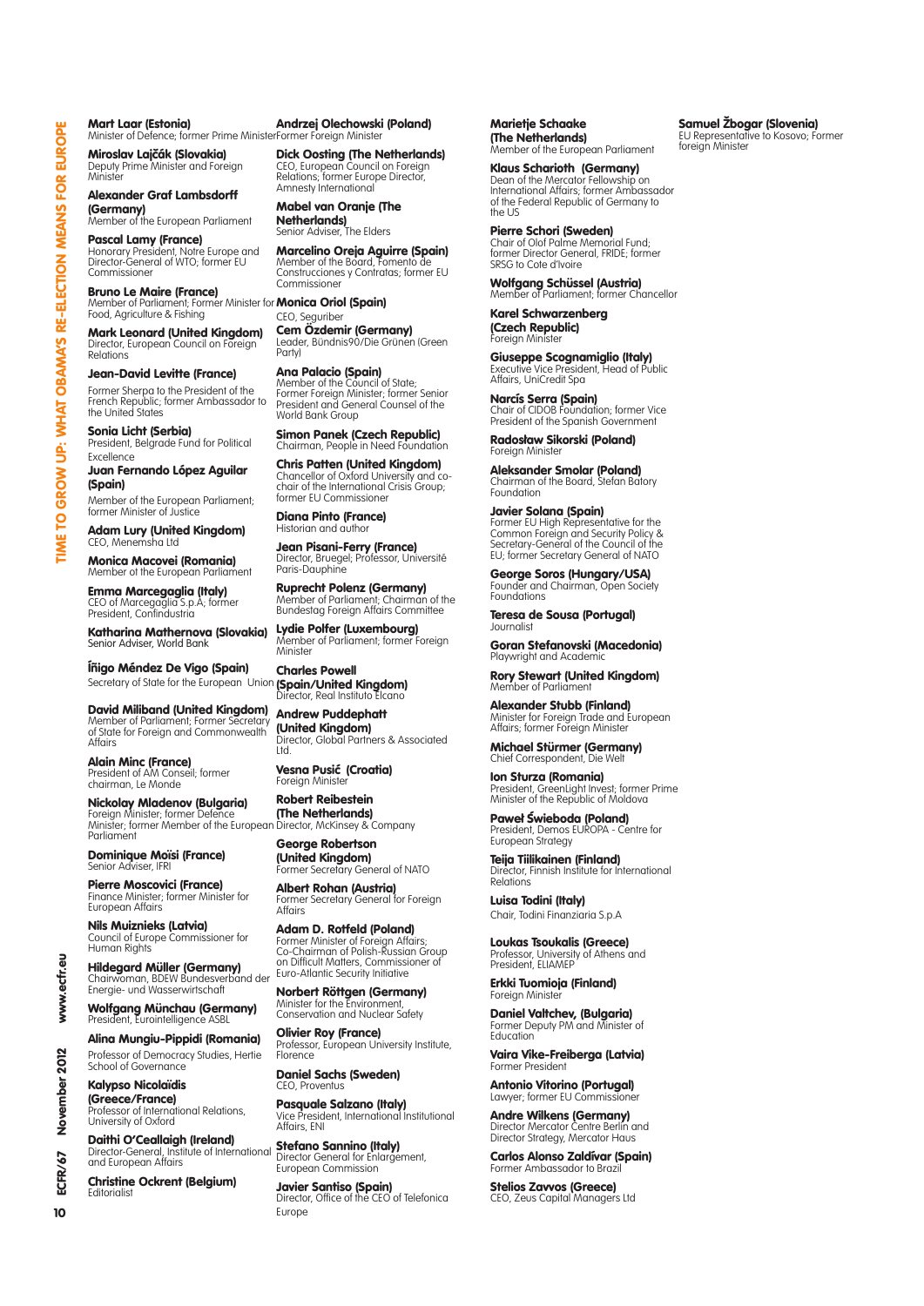**Mart Laar (Estonia)**
Minister of Defence; former Prime Minister

**Miroslav Lajčák (Slovakia)**
Deputy Prime Minister and Foreign Minister

**Alexander Graf Lambsdorff (Germany)**
Member of the European Parliament

**Pascal Lamy (France)**
Honorary President, Notre Europe and Director-General of WTO; former EU Commissioner

**Bruno Le Maire (France)**
Member of Parliament; Former Minister for Food, Agriculture & Fishing

**Mark Leonard (United Kingdom)**
Director, European Council on Foreign Relations

**Jean-David Levitte (France)**
Former Sherpa to the President of the French Republic; former Ambassador to the United States

**Sonia Licht (Serbia)**
President, Belgrade Fund for Political Excellence

**Juan Fernando López Aguilar (Spain)**
Member of the European Parliament; former Minister of Justice

**Adam Lury (United Kingdom)**
CEO, Menemsha Ltd

**Monica Macovei (Romania)**
Member of the European Parliament

**Emma Marcegaglia (Italy)**
CEO of Marcegaglia S.p.A; former President, Confindustria

**Katharina Mathernova (Slovakia)**
Senior Adviser, World Bank

**Íñigo Méndez De Vigo (Spain)**
Secretary of State for the European Union

**David Miliband (United Kingdom)**
Member of Parliament; Former Secretary of State for Foreign and Commonwealth Affairs

**Alain Minc (France)**
President of AM Conseil; former chairman, Le Monde

**Nickolay Mladenov (Bulgaria)**
Foreign Minister; former Defence Minister; former Member of the European Parliament

**Dominique Moïsi (France)**
Senior Adviser, IFRI

**Pierre Moscovici (France)**
Finance Minister; former Minister for European Affairs

**Nils Muiznieks (Latvia)**
Council of Europe Commissioner for Human Rights

**Hildegard Müller (Germany)**
Chairwoman, BDEW Bundesverband der Energie- und Wasserwirtschaft

**Wolfgang Münchau (Germany)**
President, Eurointelligence ASBL

**Alina Mungiu-Pippidi (Romania)**
Professor of Democracy Studies, Hertie School of Governance

**Kalypso Nicolaïdis (Greece/France)**
Professor of International Relations, University of Oxford

**Daithi O'Ceallaigh (Ireland)**
Director-General, Institute of International and European Affairs

**Christine Ockrent (Belgium)**
Editorialist

**Andrzej Olechowski (Poland)**
Former Foreign Minister

**Dick Oosting (The Netherlands)**
CEO, European Council on Foreign Relations; former Europe Director, Amnesty International

**Mabel van Oranje (The Netherlands)**
Senior Adviser, The Elders

**Marcelino Oreja Aguirre (Spain)**
Member of the Board, Fomento de Construcciones y Contratas; former EU Commissioner

**Monica Oriol (Spain)**
CEO, Seguriber

**Cem Özdemir (Germany)**
Leader, Bündnis90/Die Grünen (Green Party)

**Ana Palacio (Spain)**
Member of the Council of State; Former Foreign Minister; former Senior President and General Counsel of the World Bank Group

**Simon Panek (Czech Republic)**
Chairman, People in Need Foundation

**Chris Patten (United Kingdom)**
Chancellor of Oxford University and co-chair of the International Crisis Group; former EU Commissioner

**Diana Pinto (France)**
Historian and author

**Jean Pisani-Ferry (France)**
Director, Bruegel; Professor, Université Paris-Dauphine

**Ruprecht Polenz (Germany)**
Member of Parliament; Chairman of the Bundestag Foreign Affairs Committee

**Lydie Polfer (Luxembourg)**
Member of Parliament; former Foreign Minister

**Charles Powell (Spain/United Kingdom)**
Director, Real Instituto Elcano

**Andrew Puddephatt (United Kingdom)**
Director, Global Partners & Associated Ltd.

**Vesna Pusić (Croatia)**
Foreign Minister

**Robert Reibestein (The Netherlands)**
Director, McKinsey & Company

**George Robertson (United Kingdom)**
Former Secretary General of NATO

**Albert Rohan (Austria)**
Former Secretary General for Foreign Affairs

**Adam D. Rotfeld (Poland)**
Former Minister of Foreign Affairs; Co-Chairman of Polish-Russian Group on Difficult Matters, Commissioner of Euro-Atlantic Security Initiative

**Norbert Röttgen (Germany)**
Minister for the Environment, Conservation and Nuclear Safety

**Olivier Roy (France)**
Professor, European University Institute, Florence

**Daniel Sachs (Sweden)**
CEO, Proventus

**Pasquale Salzano (Italy)**
Vice President, International Institutional Affairs, ENI

**Stefano Sannino (Italy)**
Director General for Enlargement, European Commission

**Javier Santiso (Spain)**
Director, Office of the CEO of Telefonica Europe

**Marietje Schaake (The Netherlands)**
Member of the European Parliament

**Klaus Scharioth (Germany)**
Dean of the Mercator Fellowship on International Affairs; former Ambassador of the Federal Republic of Germany to the US

**Pierre Schori (Sweden)**
Chair of Olof Palme Memorial Fund; former Director General, FRIDE; former SRSG to Cote d'Ivoire

**Wolfgang Schüssel (Austria)**
Member of Parliament; former Chancellor

**Karel Schwarzenberg (Czech Republic)**
Foreign Minister

**Giuseppe Scognamiglio (Italy)**
Executive Vice President, Head of Public Affairs, UniCredit Spa

**Narcís Serra (Spain)**
Chair of CIDOB Foundation; former Vice President of the Spanish Government

**Radosław Sikorski (Poland)**
Foreign Minister

**Aleksander Smolar (Poland)**
Chairman of the Board, Stefan Batory Foundation

**Javier Solana (Spain)**
Former EU High Representative for the Common Foreign and Security Policy & Secretary-General of the Council of the EU; former Secretary General of NATO

**George Soros (Hungary/USA)**
Founder and Chairman, Open Society Foundations

**Teresa de Sousa (Portugal)**
Journalist

**Goran Stefanovski (Macedonia)**
Playwright and Academic

**Rory Stewart (United Kingdom)**
Member of Parliament

**Alexander Stubb (Finland)**
Minister for Foreign Trade and European Affairs; former Foreign Minister

**Michael Stürmer (Germany)**
Chief Correspondent, Die Welt

**Ion Sturza (Romania)**
President, GreenLight Invest; former Prime Minister of the Republic of Moldova

**Paweł Świeboda (Poland)**
President, Demos EUROPA - Centre for European Strategy

**Teija Tiilikainen (Finland)**
Director, Finnish Institute for International Relations

**Luisa Todini (Italy)**
Chair, Todini Finanziaria S.p.A

**Loukas Tsoukalis (Greece)**
Professor, University of Athens and President, ELIAMEP

**Erkki Tuomioja (Finland)**
Foreign Minister

**Daniel Valtchev, (Bulgaria)**
Former Deputy PM and Minister of Education

**Vaira Vike-Freiberga (Latvia)**
Former President

**Antonio Vitorino (Portugal)**
Lawyer; former EU Commissioner

**Andre Wilkens (Germany)**
Director Mercator Centre Berlin and Director Strategy, Mercator Haus

**Carlos Alonso Zaldívar (Spain)**
Former Ambassador to Brazil

**Stelios Zavvos (Greece)**
CEO, Zeus Capital Managers Ltd

**Samuel Žbogar (Slovenia)**
EU Representative to Kosovo; Former foreign Minister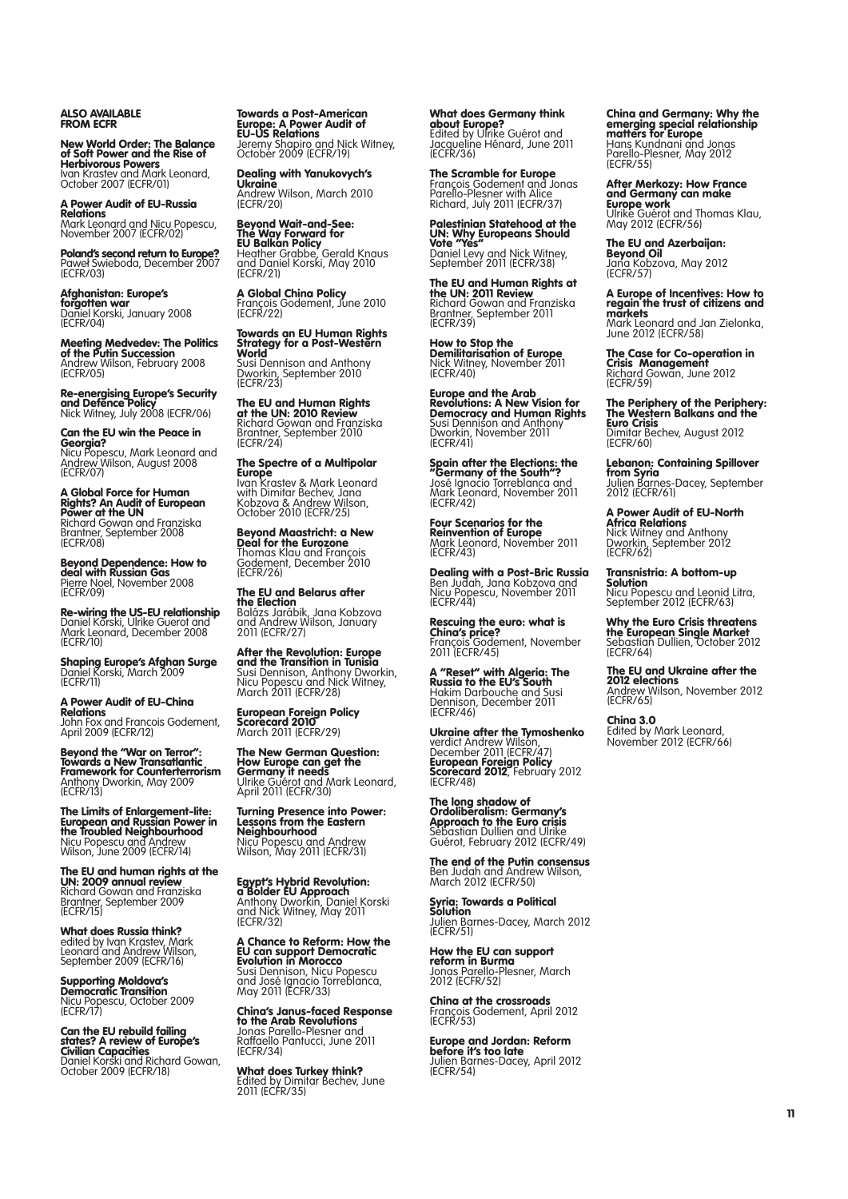**ALSO AVAILABLE FROM ECFR**

**New World Order: The Balance of Soft Power and the Rise of Herbivorous Powers**
Ivan Krastev and Mark Leonard, October 2007 (ECFR/01)

**A Power Audit of EU-Russia Relations**
Mark Leonard and Nicu Popescu, November 2007 (ECFR/02)

**Poland's second return to Europe?**
Paweł Swieboda, December 2007 (ECFR/03)

**Afghanistan: Europe's forgotten war**
Daniel Korski, January 2008 (ECFR/04)

**Meeting Medvedev: The Politics of the Putin Succession**
Andrew Wilson, February 2008 (ECFR/05)

**Re-energising Europe's Security and Defence Policy**
Nick Witney, July 2008 (ECFR/06)

**Can the EU win the Peace in Georgia?**
Nicu Popescu, Mark Leonard and Andrew Wilson, August 2008 (ECFR/07)

**A Global Force for Human Rights? An Audit of European Power at the UN**
Richard Gowan and Franziska Brantner, September 2008 (ECFR/08)

**Beyond Dependence: How to deal with Russian Gas**
Pierre Noel, November 2008 (ECFR/09)

**Re-wiring the US-EU relationship**
Daniel Korski, Ulrike Guerot and Mark Leonard, December 2008 (ECFR/10)

**Shaping Europe's Afghan Surge**
Daniel Korski, March 2009 (ECFR/11)

**A Power Audit of EU-China Relations**
John Fox and Francois Godement, April 2009 (ECFR/12)

**Beyond the "War on Terror": Towards a New Transatlantic Framework for Counterterrorism**
Anthony Dworkin, May 2009 (ECFR/13)

**The Limits of Enlargement-lite: European and Russian Power in the Troubled Neighbourhood**
Nicu Popescu and Andrew Wilson, June 2009 (ECFR/14)

**The EU and human rights at the UN: 2009 annual review**
Richard Gowan and Franziska Brantner, September 2009 (ECFR/15)

**What does Russia think?**
edited by Ivan Krastev, Mark Leonard and Andrew Wilson, September 2009 (ECFR/16)

**Supporting Moldova's Democratic Transition**
Nicu Popescu, October 2009 (ECFR/17)

**Can the EU rebuild failing states? A review of Europe's Civilian Capacities**
Daniel Korski and Richard Gowan, October 2009 (ECFR/18)

**Towards a Post-American Europe: A Power Audit of EU-US Relations**
Jeremy Shapiro and Nick Witney, October 2009 (ECFR/19)

**Dealing with Yanukovych's Ukraine**
Andrew Wilson, March 2010 (ECFR/20)

**Beyond Wait-and-See: The Way Forward for EU Balkan Policy**
Heather Grabbe, Gerald Knaus and Daniel Korski, May 2010 (ECFR/21)

**A Global China Policy**
François Godement, June 2010 (ECFR/22)

**Towards an EU Human Rights Strategy for a Post-Western World**
Susi Dennison and Anthony Dworkin, September 2010 (ECFR/23)

**The EU and Human Rights at the UN: 2010 Review**
Richard Gowan and Franziska Brantner, September 2010 (ECFR/24)

**The Spectre of a Multipolar Europe**
Ivan Krastev & Mark Leonard with Dimitar Bechev, Jana Kobzova & Andrew Wilson, October 2010 (ECFR/25)

**Beyond Maastricht: a New Deal for the Eurozone**
Thomas Klau and François Godement, December 2010 (ECFR/26)

**The EU and Belarus after the Election**
Balázs Jarábik, Jana Kobzova and Andrew Wilson, January 2011 (ECFR/27)

**After the Revolution: Europe and the Transition in Tunisia**
Susi Dennison, Anthony Dworkin, Nicu Popescu and Nick Witney, March 2011 (ECFR/28)

**European Foreign Policy Scorecard 2010**
March 2011 (ECFR/29)

**The New German Question: How Europe can get the Germany it needs**
Ulrike Guérot and Mark Leonard, April 2011 (ECFR/30)

**Turning Presence into Power: Lessons from the Eastern Neighbourhood**
Nicu Popescu and Andrew Wilson, May 2011 (ECFR/31)

**Egypt's Hybrid Revolution: a Bolder EU Approach**
Anthony Dworkin, Daniel Korski and Nick Witney, May 2011 (ECFR/32)

**A Chance to Reform: How the EU can support Democratic Evolution in Morocco**
Susi Dennison, Nicu Popescu and José Ignacio Torreblanca, May 2011 (ECFR/33)

**China's Janus-faced Response to the Arab Revolutions**
Jonas Parello-Plesner and Raffaello Pantucci, June 2011 (ECFR/34)

**What does Turkey think?**
Edited by Dimitar Bechev, June 2011 (ECFR/35)

**What does Germany think about Europe?**
Edited by Ulrike Guérot and Jacqueline Hénard, June 2011 (ECFR/36)

**The Scramble for Europe**
François Godement and Jonas Parello-Plesner with Alice Richard, July 2011 (ECFR/37)

**Palestinian Statehood at the UN: Why Europeans Should Vote "Yes"**
Daniel Levy and Nick Witney, September 2011 (ECFR/38)

**The EU and Human Rights at the UN: 2011 Review**
Richard Gowan and Franziska Brantner, September 2011 (ECFR/39)

**How to Stop the Demilitarisation of Europe**
Nick Witney, November 2011 (ECFR/40)

**Europe and the Arab Revolutions: A New Vision for Democracy and Human Rights**
Susi Dennison and Anthony Dworkin, November 2011 (ECFR/41)

**Spain after the Elections: the "Germany of the South"?**
José Ignacio Torreblanca and Mark Leonard, November 2011 (ECFR/42)

**Four Scenarios for the Reinvention of Europe**
Mark Leonard, November 2011 (ECFR/43)

**Dealing with a Post-Bric Russia**
Ben Judah, Jana Kobzova and Nicu Popescu, November 2011 (ECFR/44)

**Rescuing the euro: what is China's price?**
François Godement, November 2011 (ECFR/45)

**A "Reset" with Algeria: The Russia to the EU's South**
Hakim Darbouche and Susi Dennison, December 2011 (ECFR/46)

**Ukraine after the Tymoshenko verdict** Andrew Wilson, December 2011 (ECFR/47)

**European Foreign Policy Scorecard 2012**, February 2012 (ECFR/48)

**The long shadow of Ordoliberalism: Germany's Approach to the Euro crisis**
Sebastian Dullien and Ulrike Guérot, February 2012 (ECFR/49)

**The end of the Putin consensus**
Ben Judah and Andrew Wilson, March 2012 (ECFR/50)

**Syria: Towards a Political Solution**
Julien Barnes-Dacey, March 2012 (ECFR/51)

**How the EU can support reform in Burma**
Jonas Parello-Plesner, March 2012 (ECFR/52)

**China at the crossroads**
François Godement, April 2012 (ECFR/53)

**Europe and Jordan: Reform before it's too late**
Julien Barnes-Dacey, April 2012 (ECFR/54)

**China and Germany: Why the emerging special relationship matters for Europe**
Hans Kundnani and Jonas Parello-Plesner, May 2012 (ECFR/55)

**After Merkozy: How France and Germany can make Europe work**
Ulrike Guérot and Thomas Klau, May 2012 (ECFR/56)

**The EU and Azerbaijan: Beyond Oil**
Jana Kobzova, May 2012 (ECFR/57)

**A Europe of Incentives: How to regain the trust of citizens and markets**
Mark Leonard and Jan Zielonka, June 2012 (ECFR/58)

**The Case for Co-operation in Crisis Management**
Richard Gowan, June 2012 (ECFR/59)

**The Periphery of the Periphery: The Western Balkans and the Euro Crisis**
Dimitar Bechev, August 2012 (ECFR/60)

**Lebanon: Containing Spillover from Syria**
Julien Barnes-Dacey, September 2012 (ECFR/61)

**A Power Audit of EU-North Africa Relations**
Nick Witney and Anthony Dworkin, September 2012 (ECFR/62)

**Transnistria: A bottom-up Solution**
Nicu Popescu and Leonid Litra, September 2012 (ECFR/63)

**Why the Euro Crisis threatens the European Single Market**
Sebastian Dullien, October 2012 (ECFR/64)

**The EU and Ukraine after the 2012 elections**
Andrew Wilson, November 2012 (ECFR/65)

**China 3.0**
Edited by Mark Leonard, November 2012 (ECFR/66)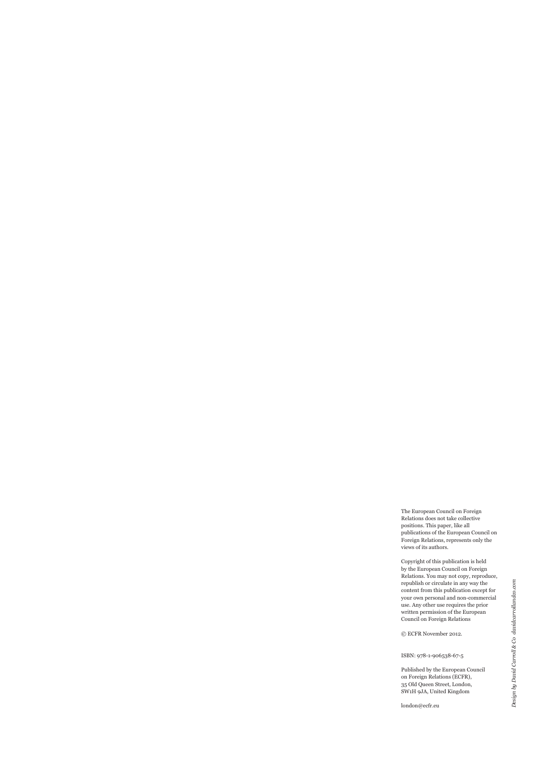The European Council on Foreign Relations does not take collective positions. This paper, like all publications of the European Council on Foreign Relations, represents only the views of its authors.

Copyright of this publication is held by the European Council on Foreign Relations. You may not copy, reproduce, republish or circulate in any way the content from this publication except for your own personal and non-commercial use. Any other use requires the prior written permission of the European Council on Foreign Relations

© ECFR November 2012.

ISBN: 978-1-906538-67-5

Published by the European Council on Foreign Relations (ECFR), 35 Old Queen Street, London, SW1H 9JA, United Kingdom

london@ecfr.eu

*Design by David Carroll & Co davidcarrolland​co.com*